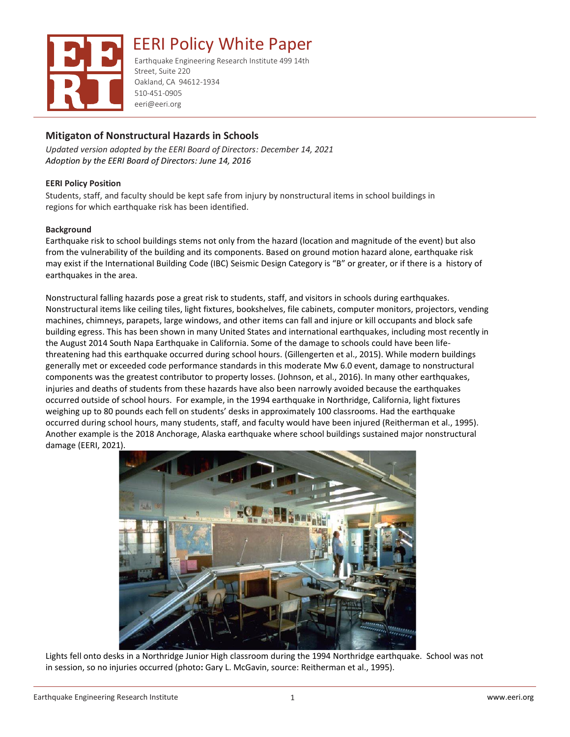# EERI Policy White Paper

Earthquake Engineering Research Institute 499 14th Street, Suite 220
Oakland, CA 94612-1934
510-451-0905
eeri@eeri.org

## Mitigaton of Nonstructural Hazards in Schools

*Updated version adopted by the EERI Board of Directors: December 14, 2021*
*Adoption by the EERI Board of Directors: June 14, 2016*

### EERI Policy Position

Students, staff, and faculty should be kept safe from injury by nonstructural items in school buildings in regions for which earthquake risk has been identified.

### Background

Earthquake risk to school buildings stems not only from the hazard (location and magnitude of the event) but also from the vulnerability of the building and its components. Based on ground motion hazard alone, earthquake risk may exist if the International Building Code (IBC) Seismic Design Category is "B" or greater, or if there is a history of earthquakes in the area.

Nonstructural falling hazards pose a great risk to students, staff, and visitors in schools during earthquakes. Nonstructural items like ceiling tiles, light fixtures, bookshelves, file cabinets, computer monitors, projectors, vending machines, chimneys, parapets, large windows, and other items can fall and injure or kill occupants and block safe building egress. This has been shown in many United States and international earthquakes, including most recently in the August 2014 South Napa Earthquake in California. Some of the damage to schools could have been life-threatening had this earthquake occurred during school hours. (Gillengerten et al., 2015). While modern buildings generally met or exceeded code performance standards in this moderate Mw 6.0 event, damage to nonstructural components was the greatest contributor to property losses. (Johnson, et al., 2016). In many other earthquakes, injuries and deaths of students from these hazards have also been narrowly avoided because the earthquakes occurred outside of school hours. For example, in the 1994 earthquake in Northridge, California, light fixtures weighing up to 80 pounds each fell on students' desks in approximately 100 classrooms. Had the earthquake occurred during school hours, many students, staff, and faculty would have been injured (Reitherman et al., 1995). Another example is the 2018 Anchorage, Alaska earthquake where school buildings sustained major nonstructural damage (EERI, 2021).

Lights fell onto desks in a Northridge Junior High classroom during the 1994 Northridge earthquake. School was not in session, so no injuries occurred (photo**:** Gary L. McGavin, source: Reitherman et al., 1995).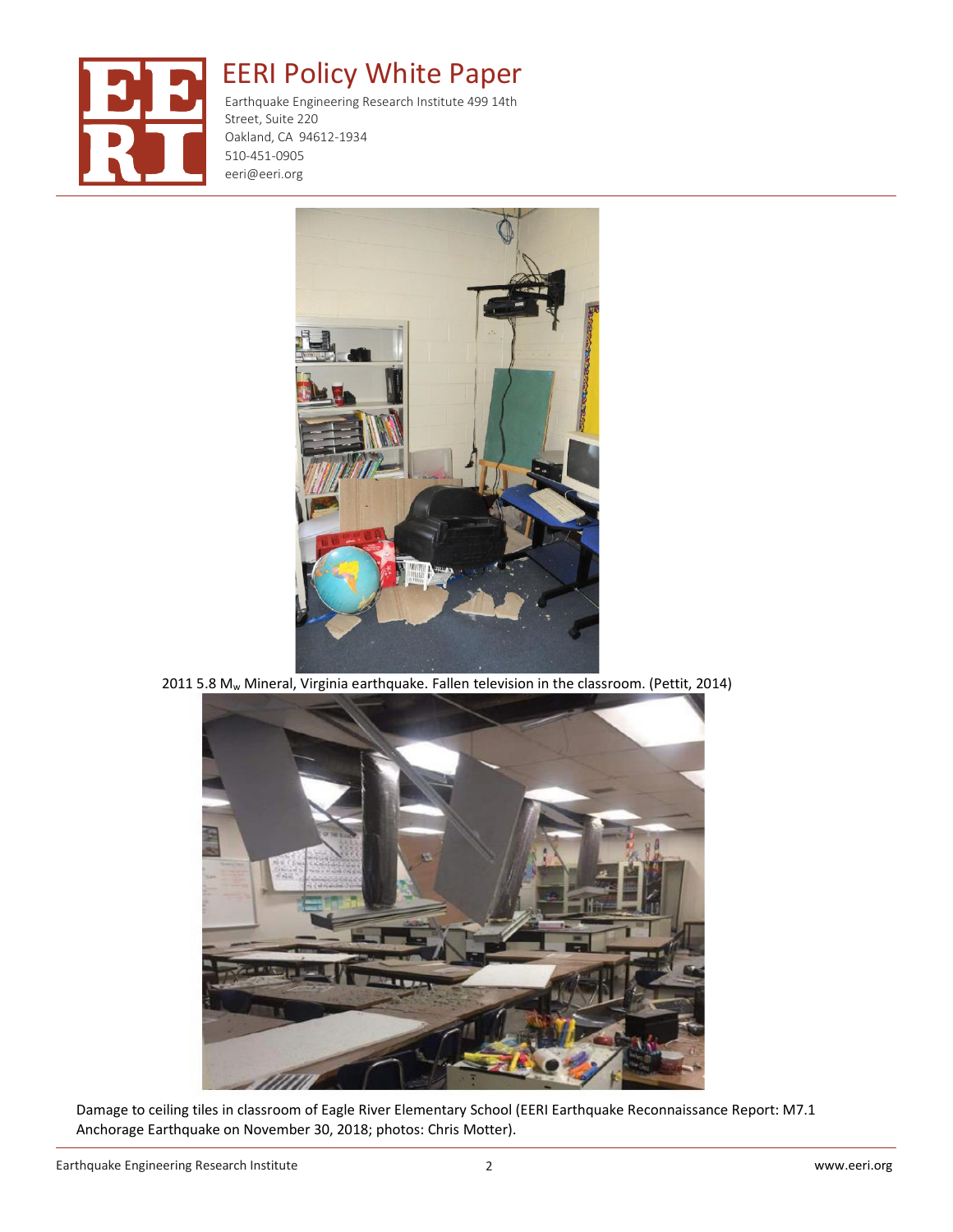2011 5.8 $M_w$ Mineral, Virginia earthquake. Fallen television in the classroom. (Pettit, 2014)

Damage to ceiling tiles in classroom of Eagle River Elementary School (EERI Earthquake Reconnaissance Report: M7.1 Anchorage Earthquake on November 30, 2018; photos: Chris Motter).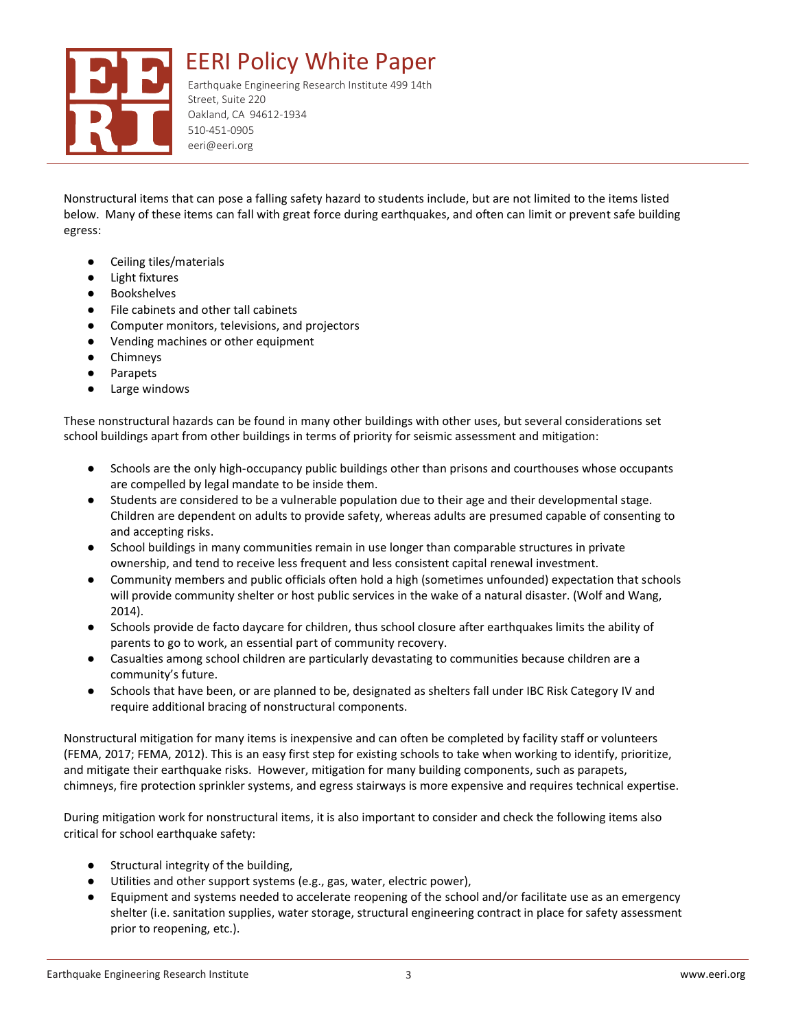Nonstructural items that can pose a falling safety hazard to students include, but are not limited to the items listed below. Many of these items can fall with great force during earthquakes, and often can limit or prevent safe building egress:

- Ceiling tiles/materials
- Light fixtures
- Bookshelves
- File cabinets and other tall cabinets
- Computer monitors, televisions, and projectors
- Vending machines or other equipment
- Chimneys
- Parapets
- Large windows

These nonstructural hazards can be found in many other buildings with other uses, but several considerations set school buildings apart from other buildings in terms of priority for seismic assessment and mitigation:

- Schools are the only high-occupancy public buildings other than prisons and courthouses whose occupants are compelled by legal mandate to be inside them.
- Students are considered to be a vulnerable population due to their age and their developmental stage. Children are dependent on adults to provide safety, whereas adults are presumed capable of consenting to and accepting risks.
- School buildings in many communities remain in use longer than comparable structures in private ownership, and tend to receive less frequent and less consistent capital renewal investment.
- Community members and public officials often hold a high (sometimes unfounded) expectation that schools will provide community shelter or host public services in the wake of a natural disaster. (Wolf and Wang, 2014).
- Schools provide de facto daycare for children, thus school closure after earthquakes limits the ability of parents to go to work, an essential part of community recovery.
- Casualties among school children are particularly devastating to communities because children are a community's future.
- Schools that have been, or are planned to be, designated as shelters fall under IBC Risk Category IV and require additional bracing of nonstructural components.

Nonstructural mitigation for many items is inexpensive and can often be completed by facility staff or volunteers (FEMA, 2017; FEMA, 2012). This is an easy first step for existing schools to take when working to identify, prioritize, and mitigate their earthquake risks. However, mitigation for many building components, such as parapets, chimneys, fire protection sprinkler systems, and egress stairways is more expensive and requires technical expertise.

During mitigation work for nonstructural items, it is also important to consider and check the following items also critical for school earthquake safety:

- Structural integrity of the building,
- Utilities and other support systems (e.g., gas, water, electric power),
- Equipment and systems needed to accelerate reopening of the school and/or facilitate use as an emergency shelter (i.e. sanitation supplies, water storage, structural engineering contract in place for safety assessment prior to reopening, etc.).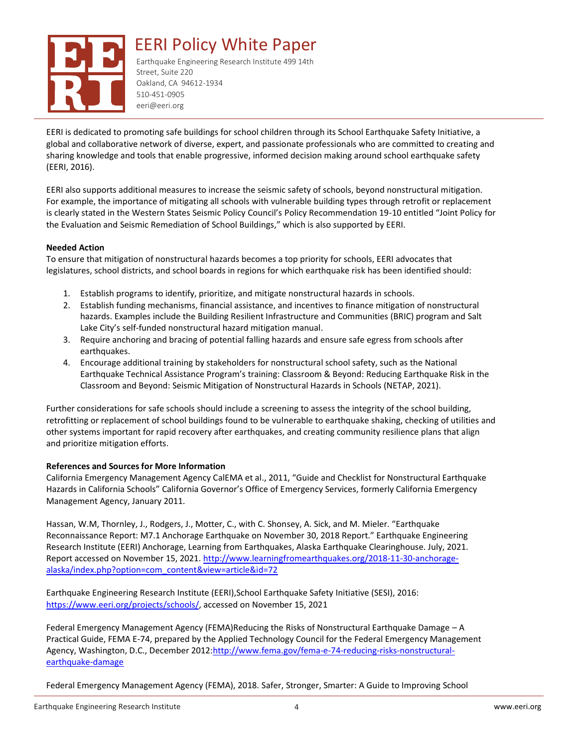# EERI Policy White Paper

Earthquake Engineering Research Institute 499 14th Street, Suite 220
Oakland, CA 94612-1934
510-451-0905
eeri@eeri.org

EERI is dedicated to promoting safe buildings for school children through its School Earthquake Safety Initiative, a global and collaborative network of diverse, expert, and passionate professionals who are committed to creating and sharing knowledge and tools that enable progressive, informed decision making around school earthquake safety (EERI, 2016).

EERI also supports additional measures to increase the seismic safety of schools, beyond nonstructural mitigation. For example, the importance of mitigating all schools with vulnerable building types through retrofit or replacement is clearly stated in the Western States Seismic Policy Council's Policy Recommendation 19-10 entitled "Joint Policy for the Evaluation and Seismic Remediation of School Buildings," which is also supported by EERI.

**Needed Action**

To ensure that mitigation of nonstructural hazards becomes a top priority for schools, EERI advocates that legislatures, school districts, and school boards in regions for which earthquake risk has been identified should:

1. Establish programs to identify, prioritize, and mitigate nonstructural hazards in schools.
2. Establish funding mechanisms, financial assistance, and incentives to finance mitigation of nonstructural hazards. Examples include the Building Resilient Infrastructure and Communities (BRIC) program and Salt Lake City's self-funded nonstructural hazard mitigation manual.
3. Require anchoring and bracing of potential falling hazards and ensure safe egress from schools after earthquakes.
4. Encourage additional training by stakeholders for nonstructural school safety, such as the National Earthquake Technical Assistance Program's training: Classroom & Beyond: Reducing Earthquake Risk in the Classroom and Beyond: Seismic Mitigation of Nonstructural Hazards in Schools (NETAP, 2021).

Further considerations for safe schools should include a screening to assess the integrity of the school building, retrofitting or replacement of school buildings found to be vulnerable to earthquake shaking, checking of utilities and other systems important for rapid recovery after earthquakes, and creating community resilience plans that align and prioritize mitigation efforts.

**References and Sources for More Information**

California Emergency Management Agency CalEMA et al., 2011, "Guide and Checklist for Nonstructural Earthquake Hazards in California Schools" California Governor's Office of Emergency Services, formerly California Emergency Management Agency, January 2011.

Hassan, W.M, Thornley, J., Rodgers, J., Motter, C., with C. Shonsey, A. Sick, and M. Mieler. "Earthquake Reconnaissance Report: M7.1 Anchorage Earthquake on November 30, 2018 Report." Earthquake Engineering Research Institute (EERI) Anchorage, Learning from Earthquakes, Alaska Earthquake Clearinghouse. July, 2021. Report accessed on November 15, 2021. http://www.learningfromearthquakes.org/2018-11-30-anchorage-alaska/index.php?option=com_content&view=article&id=72

Earthquake Engineering Research Institute (EERI),School Earthquake Safety Initiative (SESI), 2016: https://www.eeri.org/projects/schools/, accessed on November 15, 2021

Federal Emergency Management Agency (FEMA)Reducing the Risks of Nonstructural Earthquake Damage – A Practical Guide, FEMA E-74, prepared by the Applied Technology Council for the Federal Emergency Management Agency, Washington, D.C., December 2012:http://www.fema.gov/fema-e-74-reducing-risks-nonstructural-earthquake-damage

Federal Emergency Management Agency (FEMA), 2018. Safer, Stronger, Smarter: A Guide to Improving School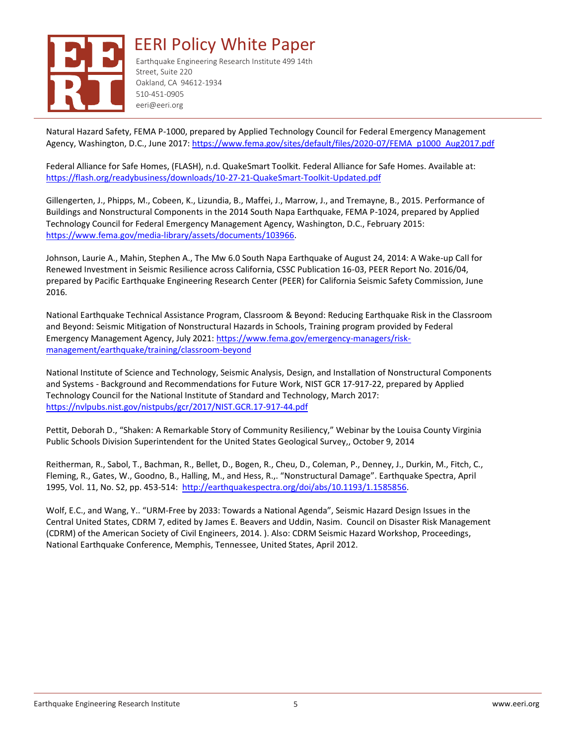Natural Hazard Safety, FEMA P-1000, prepared by Applied Technology Council for Federal Emergency Management Agency, Washington, D.C., June 2017: https://www.fema.gov/sites/default/files/2020-07/FEMA_p1000_Aug2017.pdf

Federal Alliance for Safe Homes, (FLASH), n.d. QuakeSmart Toolkit. Federal Alliance for Safe Homes. Available at: https://flash.org/readybusiness/downloads/10-27-21-QuakeSmart-Toolkit-Updated.pdf

Gillengerten, J., Phipps, M., Cobeen, K., Lizundia, B., Maffei, J., Marrow, J., and Tremayne, B., 2015. Performance of Buildings and Nonstructural Components in the 2014 South Napa Earthquake, FEMA P-1024, prepared by Applied Technology Council for Federal Emergency Management Agency, Washington, D.C., February 2015: https://www.fema.gov/media-library/assets/documents/103966.

Johnson, Laurie A., Mahin, Stephen A., The Mw 6.0 South Napa Earthquake of August 24, 2014: A Wake-up Call for Renewed Investment in Seismic Resilience across California, CSSC Publication 16-03, PEER Report No. 2016/04, prepared by Pacific Earthquake Engineering Research Center (PEER) for California Seismic Safety Commission, June 2016.

National Earthquake Technical Assistance Program, Classroom & Beyond: Reducing Earthquake Risk in the Classroom and Beyond: Seismic Mitigation of Nonstructural Hazards in Schools, Training program provided by Federal Emergency Management Agency, July 2021: https://www.fema.gov/emergency-managers/risk-management/earthquake/training/classroom-beyond

National Institute of Science and Technology, Seismic Analysis, Design, and Installation of Nonstructural Components and Systems - Background and Recommendations for Future Work, NIST GCR 17-917-22, prepared by Applied Technology Council for the National Institute of Standard and Technology, March 2017: https://nvlpubs.nist.gov/nistpubs/gcr/2017/NIST.GCR.17-917-44.pdf

Pettit, Deborah D., "Shaken: A Remarkable Story of Community Resiliency," Webinar by the Louisa County Virginia Public Schools Division Superintendent for the United States Geological Survey,, October 9, 2014

Reitherman, R., Sabol, T., Bachman, R., Bellet, D., Bogen, R., Cheu, D., Coleman, P., Denney, J., Durkin, M., Fitch, C., Fleming, R., Gates, W., Goodno, B., Halling, M., and Hess, R.,. "Nonstructural Damage". Earthquake Spectra, April 1995, Vol. 11, No. S2, pp. 453-514: http://earthquakespectra.org/doi/abs/10.1193/1.1585856.

Wolf, E.C., and Wang, Y.. "URM-Free by 2033: Towards a National Agenda", Seismic Hazard Design Issues in the Central United States, CDRM 7, edited by James E. Beavers and Uddin, Nasim. Council on Disaster Risk Management (CDRM) of the American Society of Civil Engineers, 2014. ). Also: CDRM Seismic Hazard Workshop, Proceedings, National Earthquake Conference, Memphis, Tennessee, United States, April 2012.